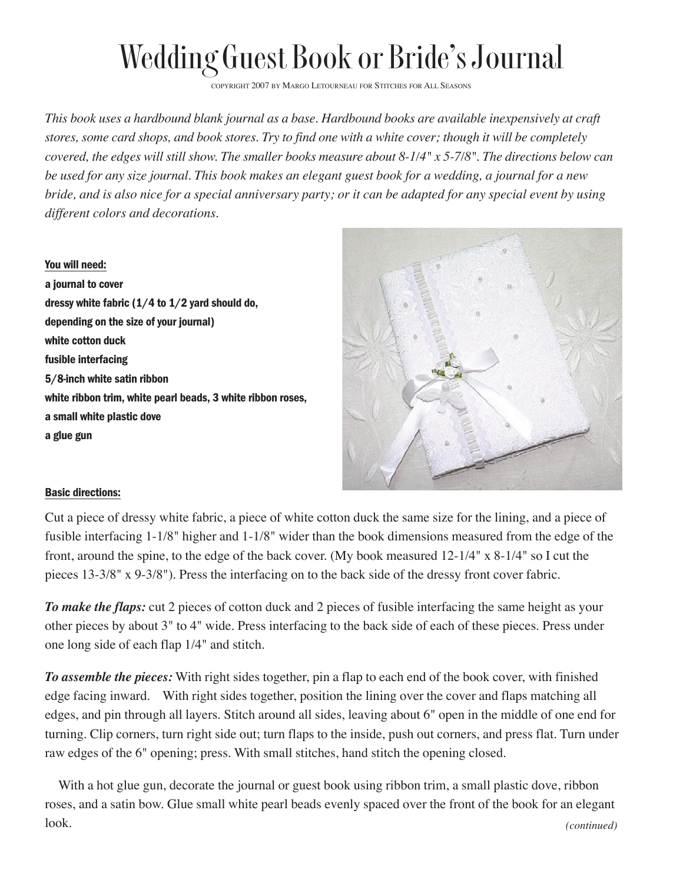# Wedding Guest Book or Bride's Journal

COPYRIGHT 2007 BY MARGO LETOURNEAU FOR STITCHES FOR ALL SEASONS

*This book uses a hardbound blank journal as a base. Hardbound books are available inexpensively at craft stores, some card shops, and book stores. Try to find one with a white cover; though it will be completely covered, the edges will still show. The smaller books measure about 8-1/4" x 5-7/8". The directions below can be used for any size journal. This book makes an elegant guest book for a wedding, a journal for a new bride, and is also nice for a special anniversary party; or it can be adapted for any special event by using different colors and decorations.*

**You will need:**

**a journal to cover**
**dressy white fabric (1/4 to 1/2 yard should do, depending on the size of your journal)**
**white cotton duck**
**fusible interfacing**
**5/8-inch white satin ribbon**
**white ribbon trim, white pearl beads, 3 white ribbon roses, a small white plastic dove**
**a glue gun**

**Basic directions:**

Cut a piece of dressy white fabric, a piece of white cotton duck the same size for the lining, and a piece of fusible interfacing 1-1/8" higher and 1-1/8" wider than the book dimensions measured from the edge of the front, around the spine, to the edge of the back cover. (My book measured 12-1/4" x 8-1/4" so I cut the pieces 13-3/8" x 9-3/8"). Press the interfacing on to the back side of the dressy front cover fabric.

***To make the flaps:*** cut 2 pieces of cotton duck and 2 pieces of fusible interfacing the same height as your other pieces by about 3" to 4" wide. Press interfacing to the back side of each of these pieces. Press under one long side of each flap 1/4" and stitch.

***To assemble the pieces:*** With right sides together, pin a flap to each end of the book cover, with finished edge facing inward. With right sides together, position the lining over the cover and flaps matching all edges, and pin through all layers. Stitch around all sides, leaving about 6" open in the middle of one end for turning. Clip corners, turn right side out; turn flaps to the inside, push out corners, and press flat. Turn under raw edges of the 6" opening; press. With small stitches, hand stitch the opening closed.

With a hot glue gun, decorate the journal or guest book using ribbon trim, a small plastic dove, ribbon roses, and a satin bow. Glue small white pearl beads evenly spaced over the front of the book for an elegant look.

*(continued)*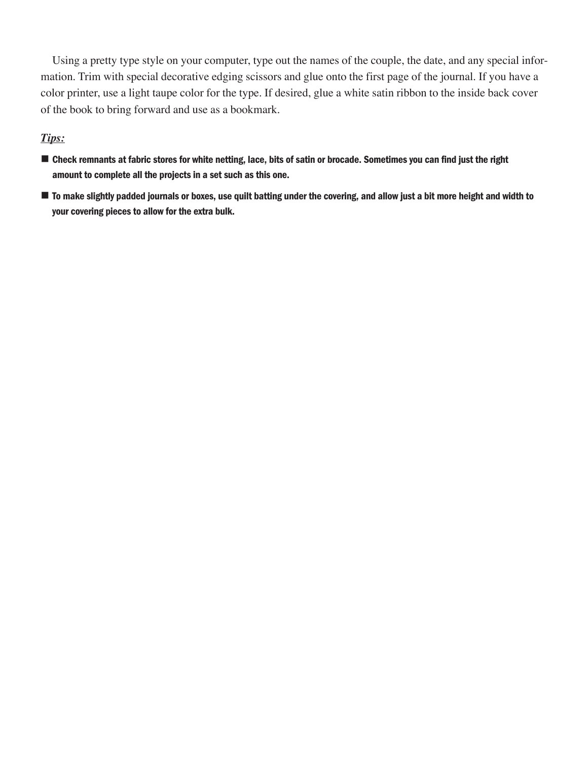Using a pretty type style on your computer, type out the names of the couple, the date, and any special information. Trim with special decorative edging scissors and glue onto the first page of the journal. If you have a color printer, use a light taupe color for the type. If desired, glue a white satin ribbon to the inside back cover of the book to bring forward and use as a bookmark.

***Tips:***

- **Check remnants at fabric stores for white netting, lace, bits of satin or brocade. Sometimes you can find just the right amount to complete all the projects in a set such as this one.**
- **To make slightly padded journals or boxes, use quilt batting under the covering, and allow just a bit more height and width to your covering pieces to allow for the extra bulk.**